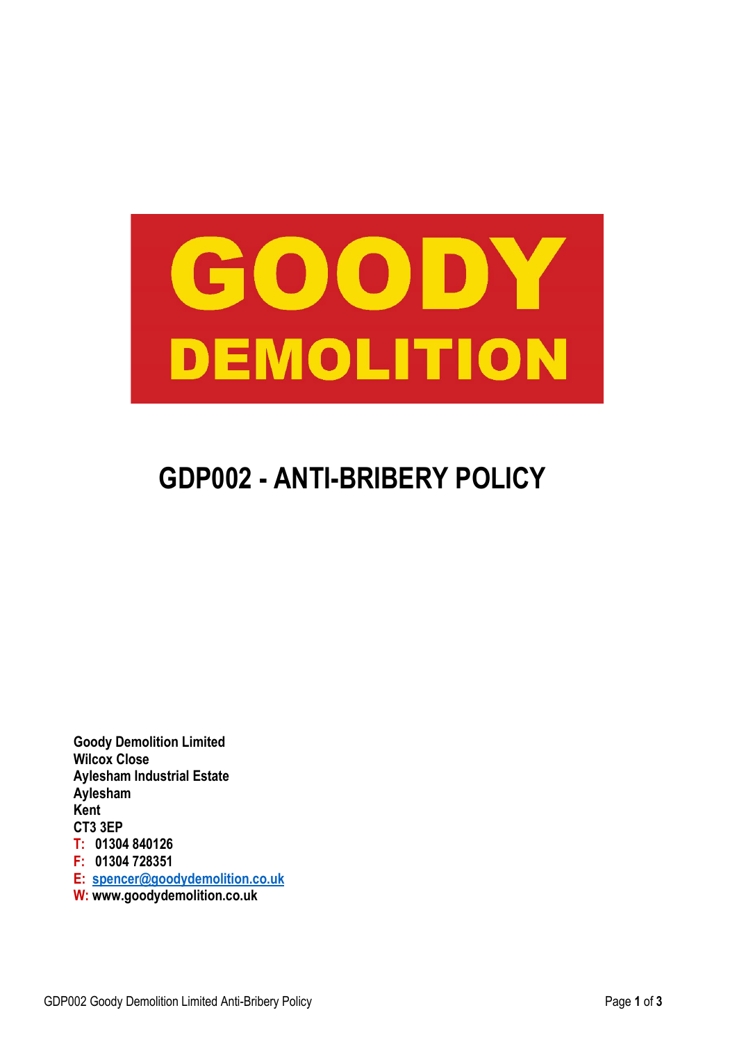GOODY DEMOLITION

# GDP002 - ANTI-BRIBERY POLICY

**Goody Demolition Limited**
**Wilcox Close**
**Aylesham Industrial Estate**
**Aylesham**
**Kent**
**CT3 3EP**
**T: 01304 840126**
**F: 01304 728351**
**E: spencer@goodydemolition.co.uk**
**W: www.goodydemolition.co.uk**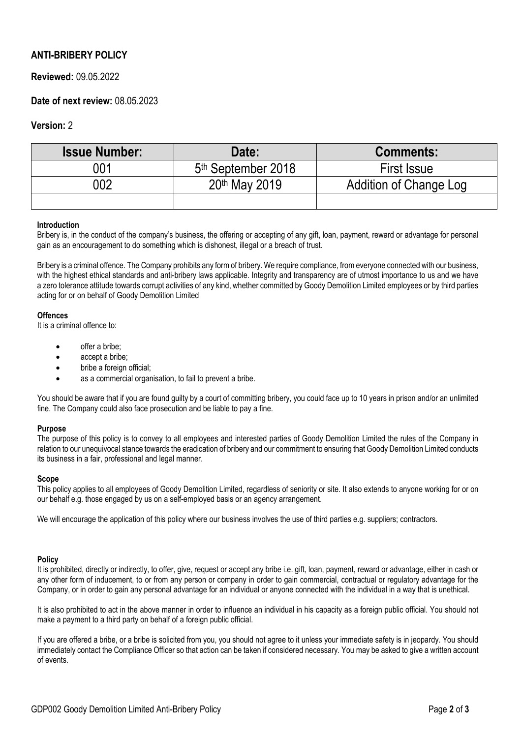## ANTI-BRIBERY POLICY

**Reviewed:** 09.05.2022

**Date of next review:** 08.05.2023

**Version:** 2

| Issue Number: | Date: | Comments: |
|---|---|---|
| 001 | 5th September 2018 | First Issue |
| 002 | 20th May 2019 | Addition of Change Log |
| | | |

**Introduction**

Bribery is, in the conduct of the company's business, the offering or accepting of any gift, loan, payment, reward or advantage for personal gain as an encouragement to do something which is dishonest, illegal or a breach of trust.

Bribery is a criminal offence. The Company prohibits any form of bribery. We require compliance, from everyone connected with our business, with the highest ethical standards and anti-bribery laws applicable. Integrity and transparency are of utmost importance to us and we have a zero tolerance attitude towards corrupt activities of any kind, whether committed by Goody Demolition Limited employees or by third parties acting for or on behalf of Goody Demolition Limited

**Offences**

It is a criminal offence to:

- offer a bribe;
- accept a bribe;
- bribe a foreign official;
- as a commercial organisation, to fail to prevent a bribe.

You should be aware that if you are found guilty by a court of committing bribery, you could face up to 10 years in prison and/or an unlimited fine. The Company could also face prosecution and be liable to pay a fine.

**Purpose**

The purpose of this policy is to convey to all employees and interested parties of Goody Demolition Limited the rules of the Company in relation to our unequivocal stance towards the eradication of bribery and our commitment to ensuring that Goody Demolition Limited conducts its business in a fair, professional and legal manner.

**Scope**

This policy applies to all employees of Goody Demolition Limited, regardless of seniority or site. It also extends to anyone working for or on our behalf e.g. those engaged by us on a self-employed basis or an agency arrangement.

We will encourage the application of this policy where our business involves the use of third parties e.g. suppliers; contractors.

**Policy**

It is prohibited, directly or indirectly, to offer, give, request or accept any bribe i.e. gift, loan, payment, reward or advantage, either in cash or any other form of inducement, to or from any person or company in order to gain commercial, contractual or regulatory advantage for the Company, or in order to gain any personal advantage for an individual or anyone connected with the individual in a way that is unethical.

It is also prohibited to act in the above manner in order to influence an individual in his capacity as a foreign public official. You should not make a payment to a third party on behalf of a foreign public official.

If you are offered a bribe, or a bribe is solicited from you, you should not agree to it unless your immediate safety is in jeopardy. You should immediately contact the Compliance Officer so that action can be taken if considered necessary. You may be asked to give a written account of events.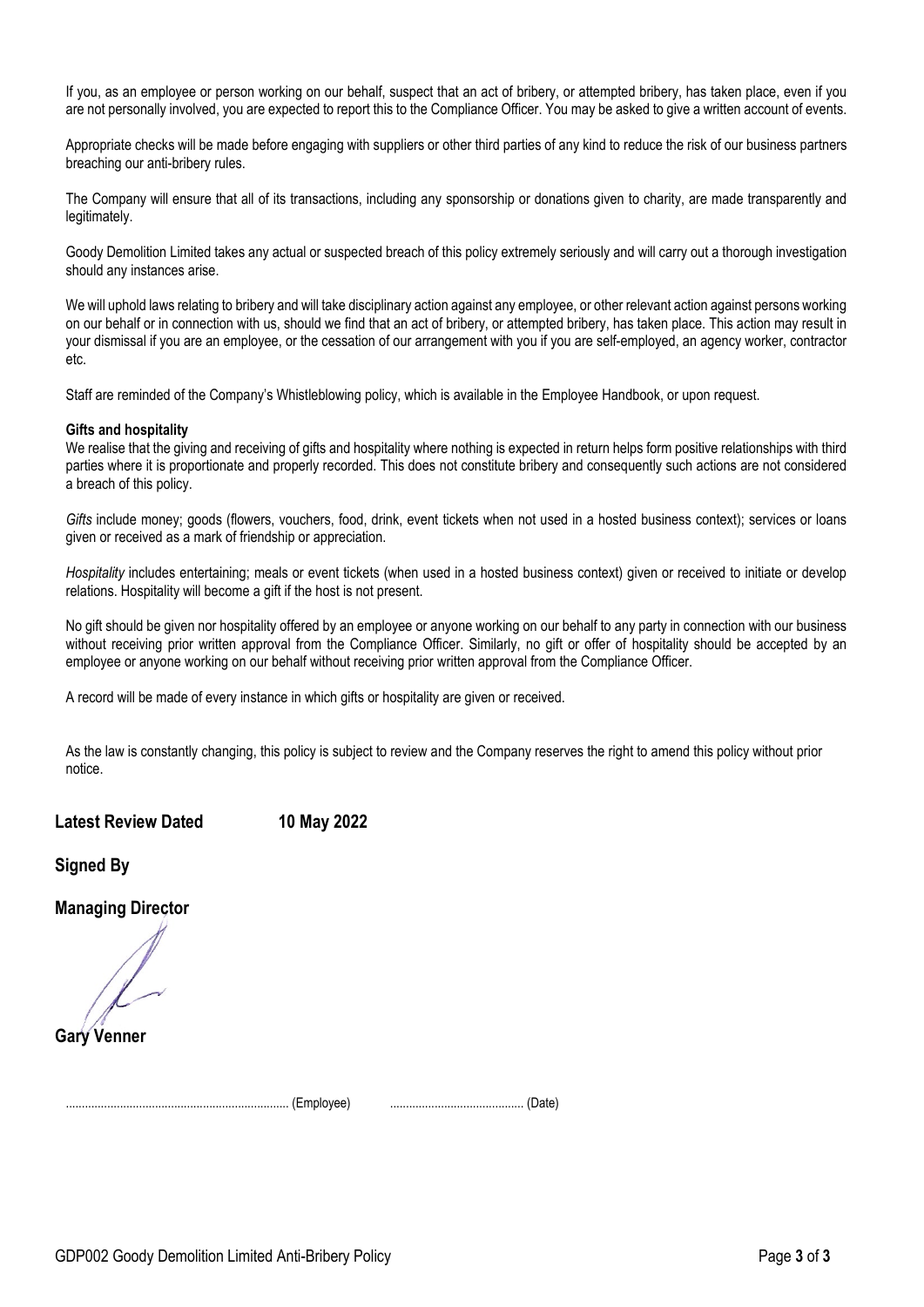If you, as an employee or person working on our behalf, suspect that an act of bribery, or attempted bribery, has taken place, even if you are not personally involved, you are expected to report this to the Compliance Officer. You may be asked to give a written account of events.

Appropriate checks will be made before engaging with suppliers or other third parties of any kind to reduce the risk of our business partners breaching our anti-bribery rules.

The Company will ensure that all of its transactions, including any sponsorship or donations given to charity, are made transparently and legitimately.

Goody Demolition Limited takes any actual or suspected breach of this policy extremely seriously and will carry out a thorough investigation should any instances arise.

We will uphold laws relating to bribery and will take disciplinary action against any employee, or other relevant action against persons working on our behalf or in connection with us, should we find that an act of bribery, or attempted bribery, has taken place. This action may result in your dismissal if you are an employee, or the cessation of our arrangement with you if you are self-employed, an agency worker, contractor etc.

Staff are reminded of the Company's Whistleblowing policy, which is available in the Employee Handbook, or upon request.

**Gifts and hospitality**

We realise that the giving and receiving of gifts and hospitality where nothing is expected in return helps form positive relationships with third parties where it is proportionate and properly recorded. This does not constitute bribery and consequently such actions are not considered a breach of this policy.

*Gifts* include money; goods (flowers, vouchers, food, drink, event tickets when not used in a hosted business context); services or loans given or received as a mark of friendship or appreciation.

*Hospitality* includes entertaining; meals or event tickets (when used in a hosted business context) given or received to initiate or develop relations. Hospitality will become a gift if the host is not present.

No gift should be given nor hospitality offered by an employee or anyone working on our behalf to any party in connection with our business without receiving prior written approval from the Compliance Officer. Similarly, no gift or offer of hospitality should be accepted by an employee or anyone working on our behalf without receiving prior written approval from the Compliance Officer.

A record will be made of every instance in which gifts or hospitality are given or received.

As the law is constantly changing, this policy is subject to review and the Company reserves the right to amend this policy without prior notice.

**Latest Review Dated 10 May 2022**

**Signed By**

**Managing Director**

**Gary Venner**

...................................................................... (Employee) .......................................... (Date)